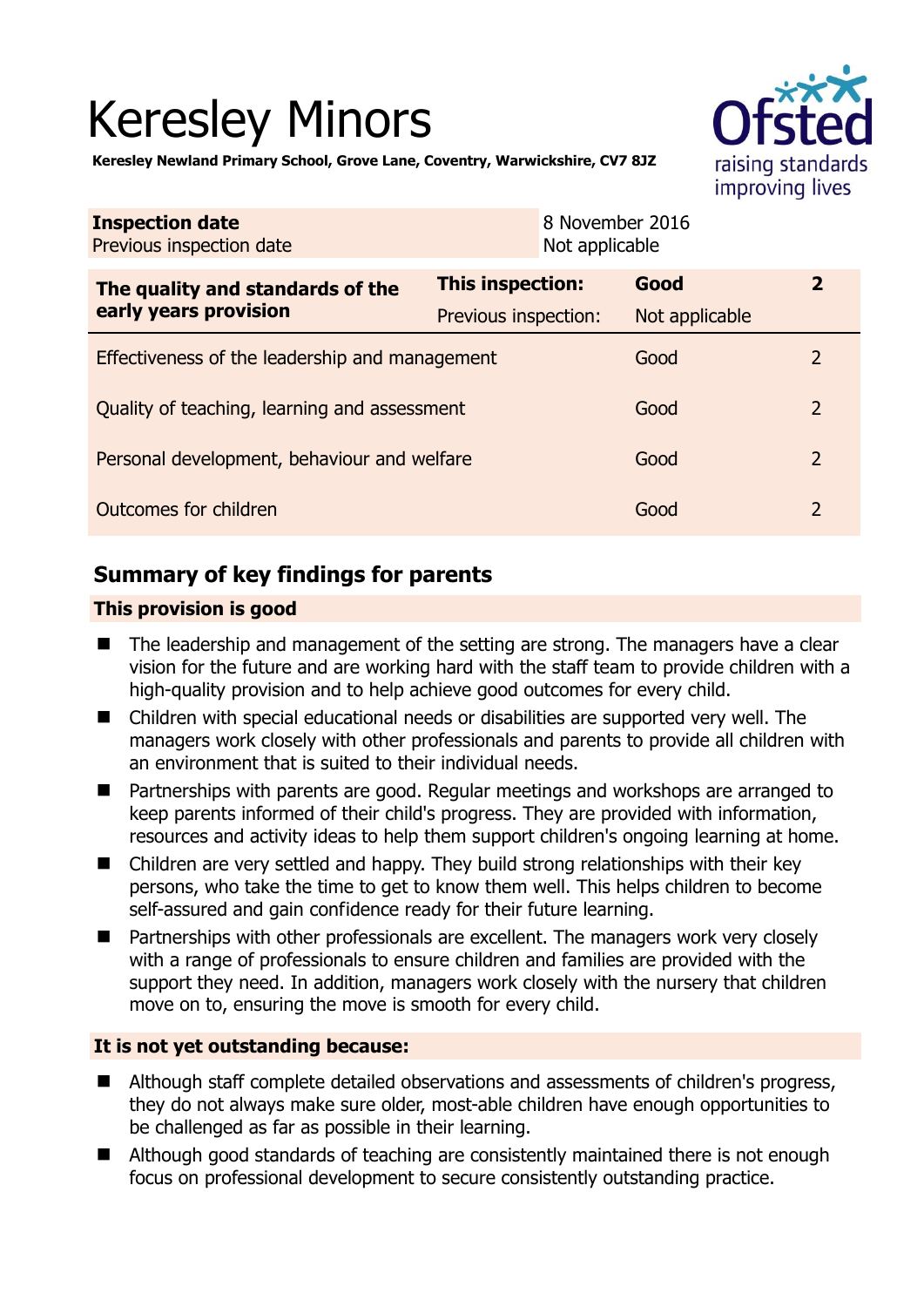# Keresley Minors

**Keresley Newland Primary School, Grove Lane, Coventry, Warwickshire, CV7 8JZ**

| **Inspection date** | 8 November 2016 |
|---|---|
| Previous inspection date | Not applicable |

| **The quality and standards of the early years provision** | **This inspection:** | **Good** | **2** |
|---|---|---|---|
| | Previous inspection: | Not applicable | |
| Effectiveness of the leadership and management | | Good | 2 |
| Quality of teaching, learning and assessment | | Good | 2 |
| Personal development, behaviour and welfare | | Good | 2 |
| Outcomes for children | | Good | 2 |

## Summary of key findings for parents

**This provision is good**

- The leadership and management of the setting are strong. The managers have a clear vision for the future and are working hard with the staff team to provide children with a high-quality provision and to help achieve good outcomes for every child.
- Children with special educational needs or disabilities are supported very well. The managers work closely with other professionals and parents to provide all children with an environment that is suited to their individual needs.
- Partnerships with parents are good. Regular meetings and workshops are arranged to keep parents informed of their child's progress. They are provided with information, resources and activity ideas to help them support children's ongoing learning at home.
- Children are very settled and happy. They build strong relationships with their key persons, who take the time to get to know them well. This helps children to become self-assured and gain confidence ready for their future learning.
- Partnerships with other professionals are excellent. The managers work very closely with a range of professionals to ensure children and families are provided with the support they need. In addition, managers work closely with the nursery that children move on to, ensuring the move is smooth for every child.

**It is not yet outstanding because:**

- Although staff complete detailed observations and assessments of children's progress, they do not always make sure older, most-able children have enough opportunities to be challenged as far as possible in their learning.
- Although good standards of teaching are consistently maintained there is not enough focus on professional development to secure consistently outstanding practice.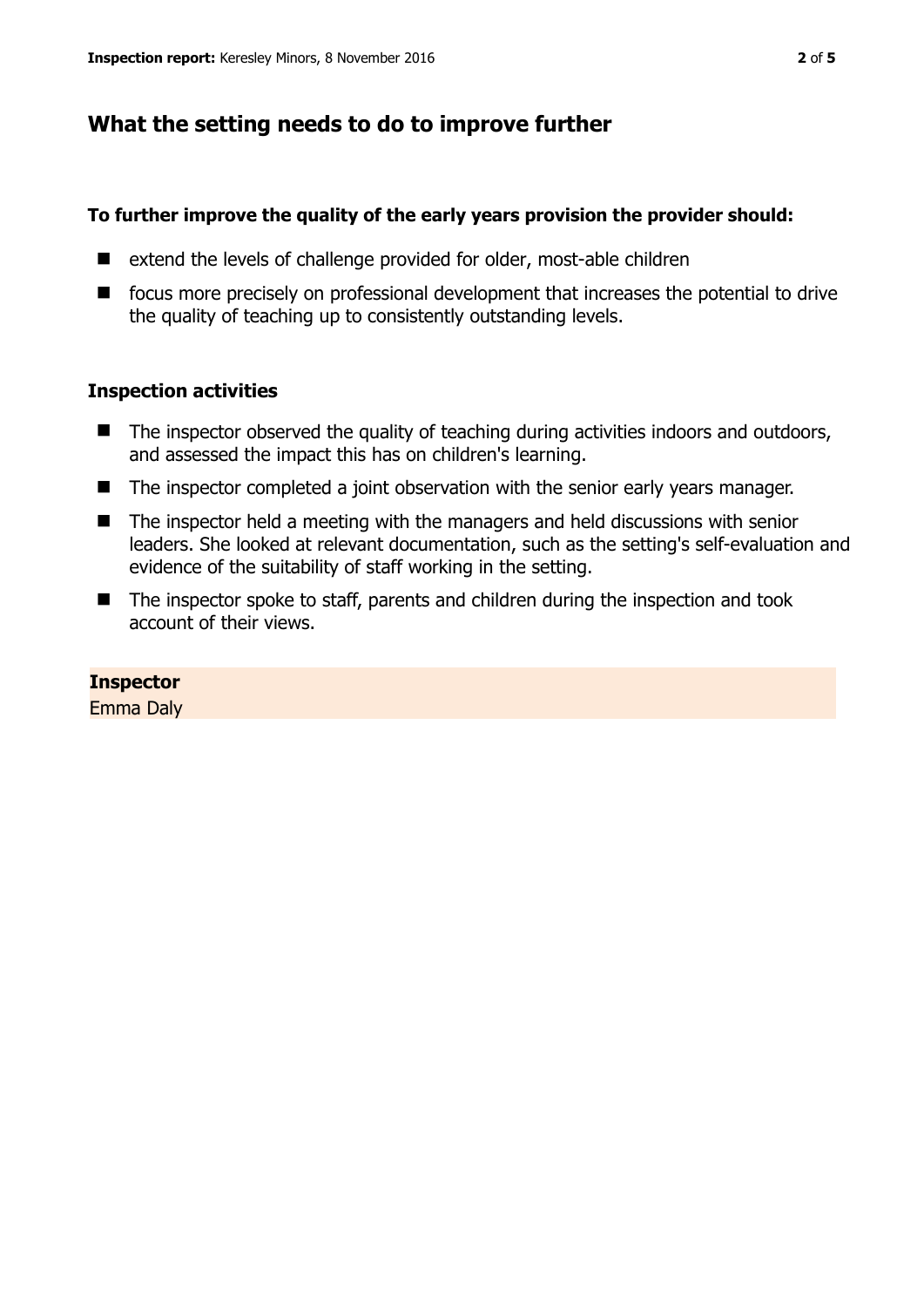## What the setting needs to do to improve further

**To further improve the quality of the early years provision the provider should:**

- extend the levels of challenge provided for older, most-able children
- focus more precisely on professional development that increases the potential to drive the quality of teaching up to consistently outstanding levels.

### Inspection activities

- The inspector observed the quality of teaching during activities indoors and outdoors, and assessed the impact this has on children's learning.
- The inspector completed a joint observation with the senior early years manager.
- The inspector held a meeting with the managers and held discussions with senior leaders. She looked at relevant documentation, such as the setting's self-evaluation and evidence of the suitability of staff working in the setting.
- The inspector spoke to staff, parents and children during the inspection and took account of their views.

**Inspector**
Emma Daly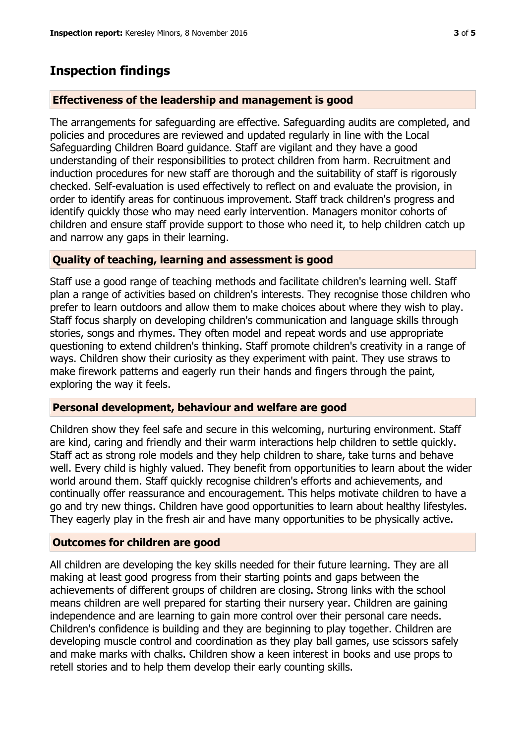## Inspection findings

### Effectiveness of the leadership and management is good

The arrangements for safeguarding are effective. Safeguarding audits are completed, and policies and procedures are reviewed and updated regularly in line with the Local Safeguarding Children Board guidance. Staff are vigilant and they have a good understanding of their responsibilities to protect children from harm. Recruitment and induction procedures for new staff are thorough and the suitability of staff is rigorously checked. Self-evaluation is used effectively to reflect on and evaluate the provision, in order to identify areas for continuous improvement. Staff track children's progress and identify quickly those who may need early intervention. Managers monitor cohorts of children and ensure staff provide support to those who need it, to help children catch up and narrow any gaps in their learning.

### Quality of teaching, learning and assessment is good

Staff use a good range of teaching methods and facilitate children's learning well. Staff plan a range of activities based on children's interests. They recognise those children who prefer to learn outdoors and allow them to make choices about where they wish to play. Staff focus sharply on developing children's communication and language skills through stories, songs and rhymes. They often model and repeat words and use appropriate questioning to extend children's thinking. Staff promote children's creativity in a range of ways. Children show their curiosity as they experiment with paint. They use straws to make firework patterns and eagerly run their hands and fingers through the paint, exploring the way it feels.

### Personal development, behaviour and welfare are good

Children show they feel safe and secure in this welcoming, nurturing environment. Staff are kind, caring and friendly and their warm interactions help children to settle quickly. Staff act as strong role models and they help children to share, take turns and behave well. Every child is highly valued. They benefit from opportunities to learn about the wider world around them. Staff quickly recognise children's efforts and achievements, and continually offer reassurance and encouragement. This helps motivate children to have a go and try new things. Children have good opportunities to learn about healthy lifestyles. They eagerly play in the fresh air and have many opportunities to be physically active.

### Outcomes for children are good

All children are developing the key skills needed for their future learning. They are all making at least good progress from their starting points and gaps between the achievements of different groups of children are closing. Strong links with the school means children are well prepared for starting their nursery year. Children are gaining independence and are learning to gain more control over their personal care needs. Children's confidence is building and they are beginning to play together. Children are developing muscle control and coordination as they play ball games, use scissors safely and make marks with chalks. Children show a keen interest in books and use props to retell stories and to help them develop their early counting skills.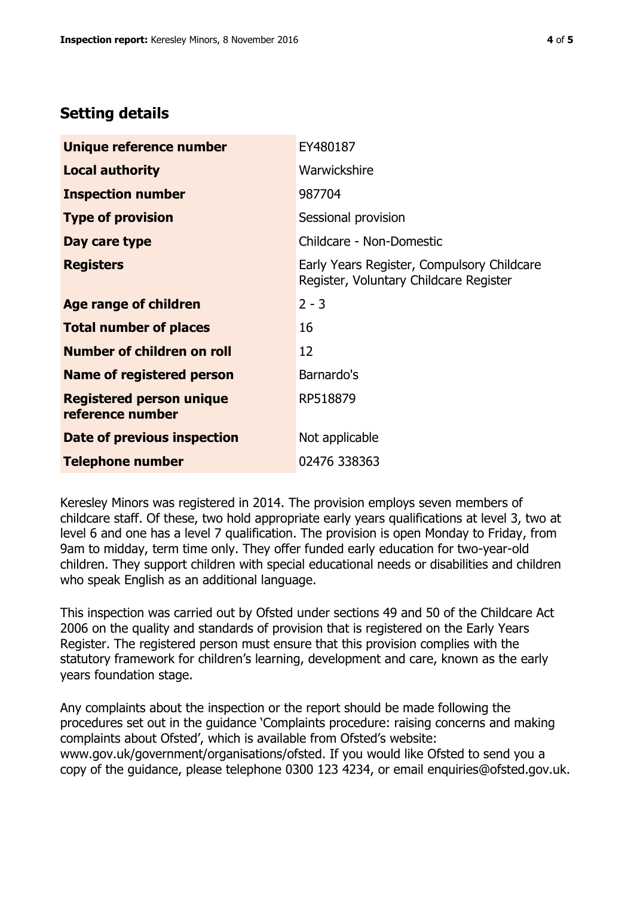## Setting details

| | |
|---|---|
| **Unique reference number** | EY480187 |
| **Local authority** | Warwickshire |
| **Inspection number** | 987704 |
| **Type of provision** | Sessional provision |
| **Day care type** | Childcare - Non-Domestic |
| **Registers** | Early Years Register, Compulsory Childcare Register, Voluntary Childcare Register |
| **Age range of children** | 2 - 3 |
| **Total number of places** | 16 |
| **Number of children on roll** | 12 |
| **Name of registered person** | Barnardo's |
| **Registered person unique reference number** | RP518879 |
| **Date of previous inspection** | Not applicable |
| **Telephone number** | 02476 338363 |

Keresley Minors was registered in 2014. The provision employs seven members of childcare staff. Of these, two hold appropriate early years qualifications at level 3, two at level 6 and one has a level 7 qualification. The provision is open Monday to Friday, from 9am to midday, term time only. They offer funded early education for two-year-old children. They support children with special educational needs or disabilities and children who speak English as an additional language.

This inspection was carried out by Ofsted under sections 49 and 50 of the Childcare Act 2006 on the quality and standards of provision that is registered on the Early Years Register. The registered person must ensure that this provision complies with the statutory framework for children's learning, development and care, known as the early years foundation stage.

Any complaints about the inspection or the report should be made following the procedures set out in the guidance 'Complaints procedure: raising concerns and making complaints about Ofsted', which is available from Ofsted's website: www.gov.uk/government/organisations/ofsted. If you would like Ofsted to send you a copy of the guidance, please telephone 0300 123 4234, or email enquiries@ofsted.gov.uk.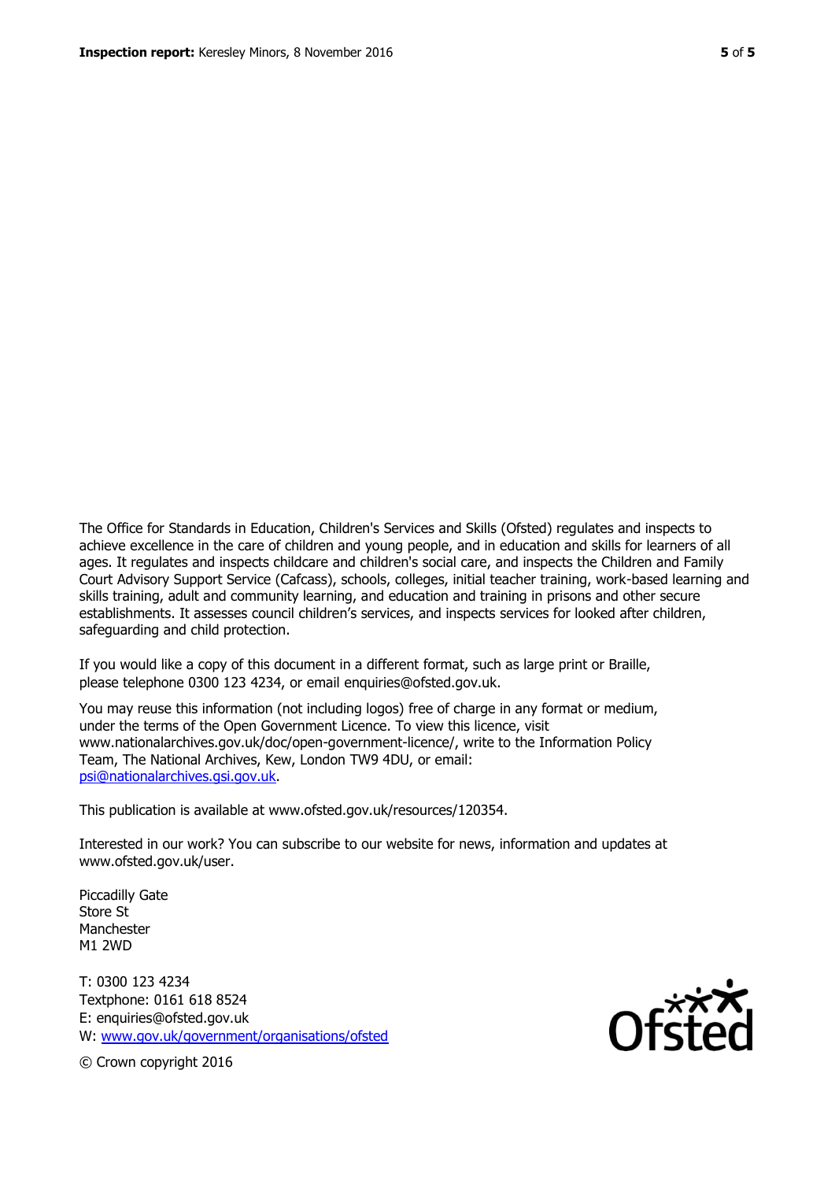The Office for Standards in Education, Children's Services and Skills (Ofsted) regulates and inspects to achieve excellence in the care of children and young people, and in education and skills for learners of all ages. It regulates and inspects childcare and children's social care, and inspects the Children and Family Court Advisory Support Service (Cafcass), schools, colleges, initial teacher training, work-based learning and skills training, adult and community learning, and education and training in prisons and other secure establishments. It assesses council children's services, and inspects services for looked after children, safeguarding and child protection.

If you would like a copy of this document in a different format, such as large print or Braille, please telephone 0300 123 4234, or email enquiries@ofsted.gov.uk.

You may reuse this information (not including logos) free of charge in any format or medium, under the terms of the Open Government Licence. To view this licence, visit www.nationalarchives.gov.uk/doc/open-government-licence/, write to the Information Policy Team, The National Archives, Kew, London TW9 4DU, or email: psi@nationalarchives.gsi.gov.uk.

This publication is available at www.ofsted.gov.uk/resources/120354.

Interested in our work? You can subscribe to our website for news, information and updates at www.ofsted.gov.uk/user.

Piccadilly Gate
Store St
Manchester
M1 2WD

T: 0300 123 4234
Textphone: 0161 618 8524
E: enquiries@ofsted.gov.uk
W: www.gov.uk/government/organisations/ofsted

© Crown copyright 2016